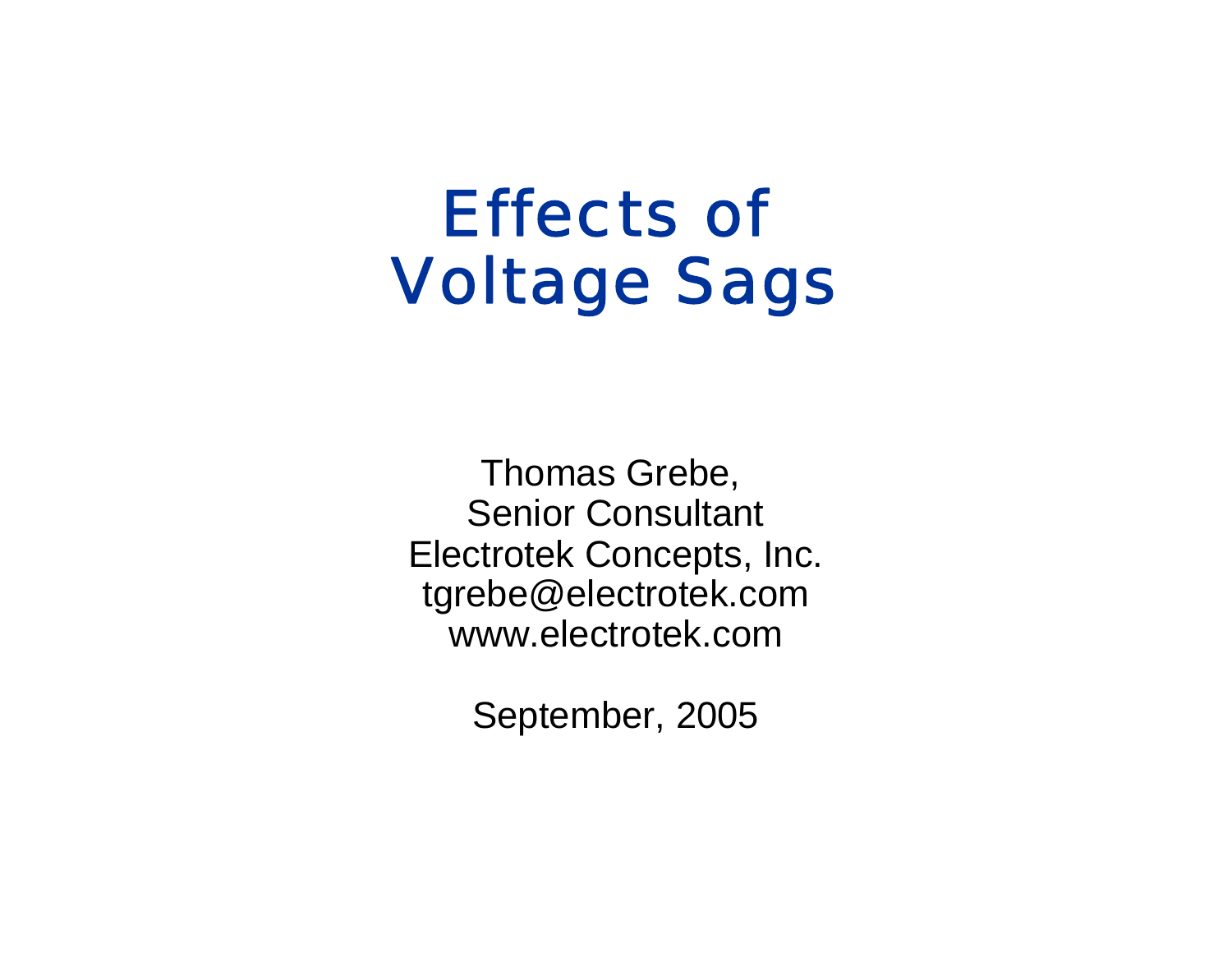# Effects of Voltage Sags

Thomas Grebe,
Senior Consultant
Electrotek Concepts, Inc.
tgrebe@electrotek.com
www.electrotek.com

September, 2005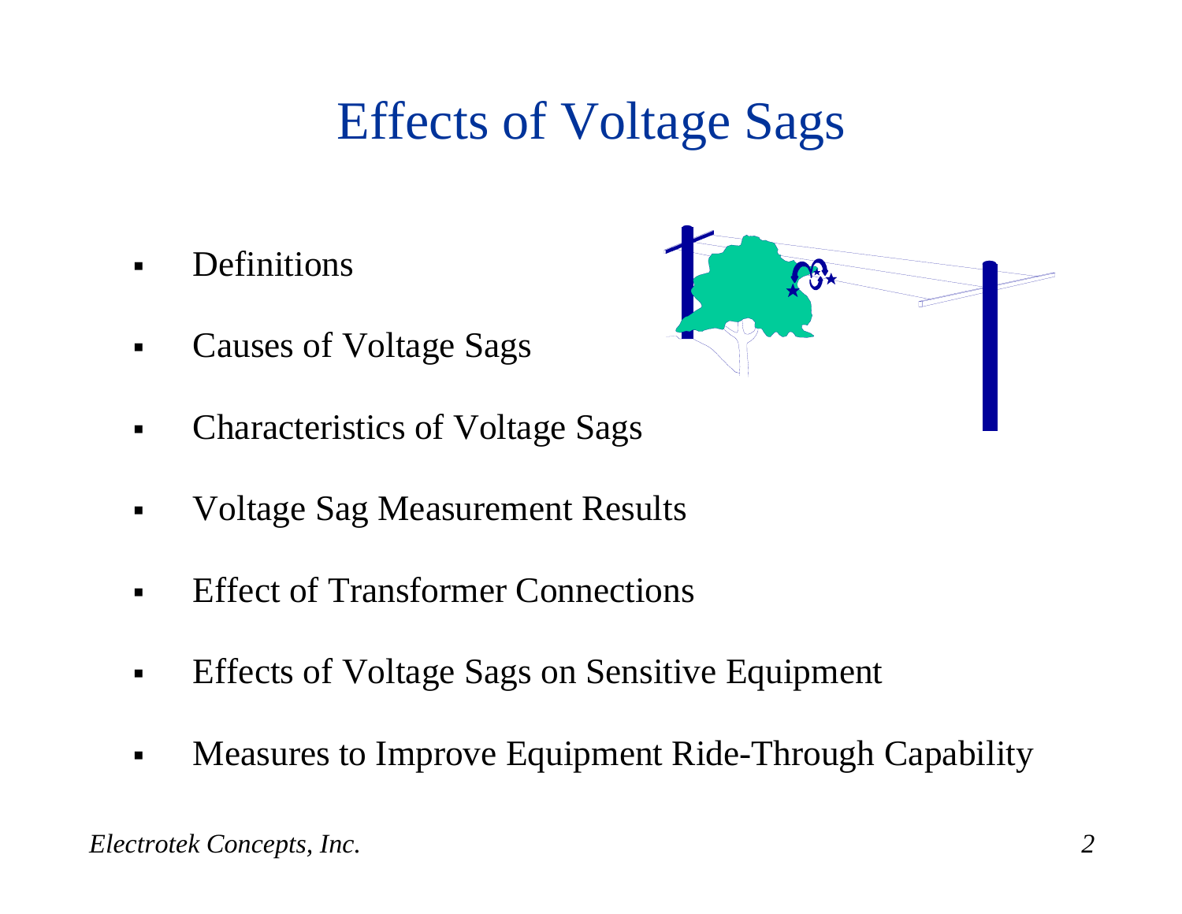# Effects of Voltage Sags

- Definitions
- Causes of Voltage Sags
- Characteristics of Voltage Sags
- Voltage Sag Measurement Results
- Effect of Transformer Connections
- Effects of Voltage Sags on Sensitive Equipment
- Measures to Improve Equipment Ride-Through Capability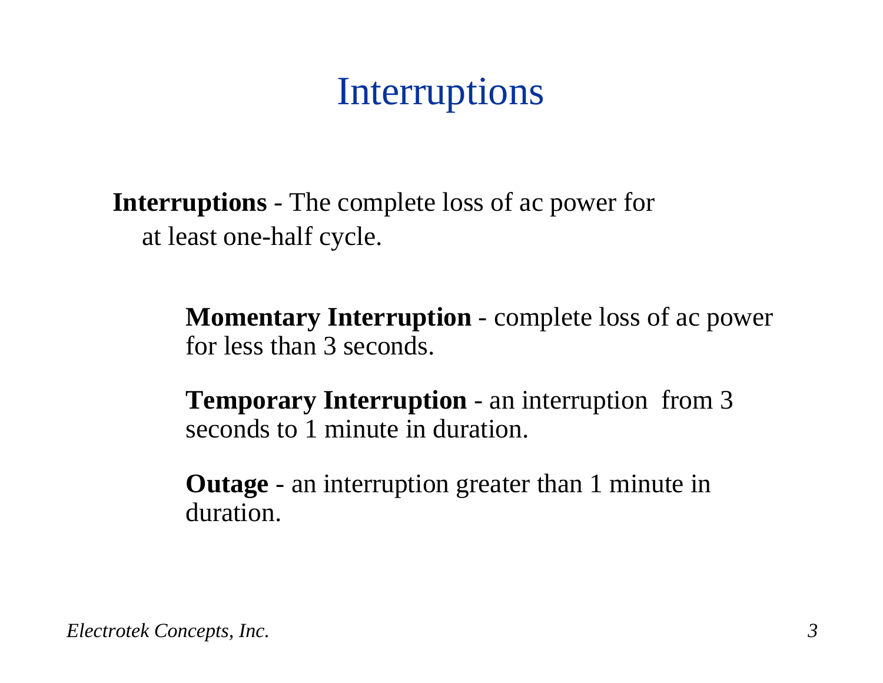# Interruptions

**Interruptions** - The complete loss of ac power for at least one-half cycle.

**Momentary Interruption** - complete loss of ac power for less than 3 seconds.

**Temporary Interruption** - an interruption from 3 seconds to 1 minute in duration.

**Outage** - an interruption greater than 1 minute in duration.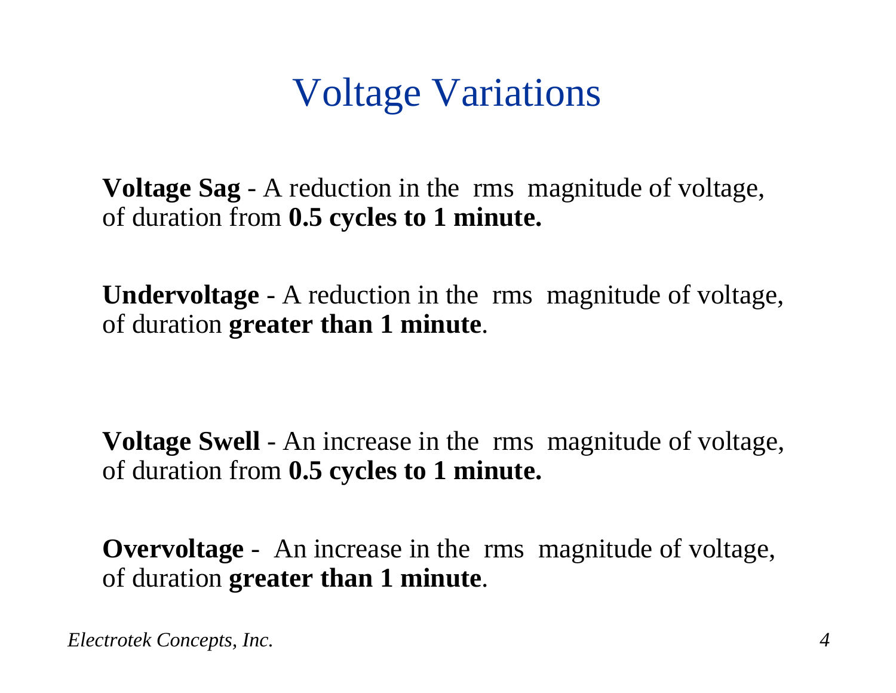# Voltage Variations

**Voltage Sag** - A reduction in the rms magnitude of voltage, of duration from **0.5 cycles to 1 minute.**

**Undervoltage** - A reduction in the rms magnitude of voltage, of duration **greater than 1 minute**.

**Voltage Swell** - An increase in the rms magnitude of voltage, of duration from **0.5 cycles to 1 minute.**

**Overvoltage** - An increase in the rms magnitude of voltage, of duration **greater than 1 minute**.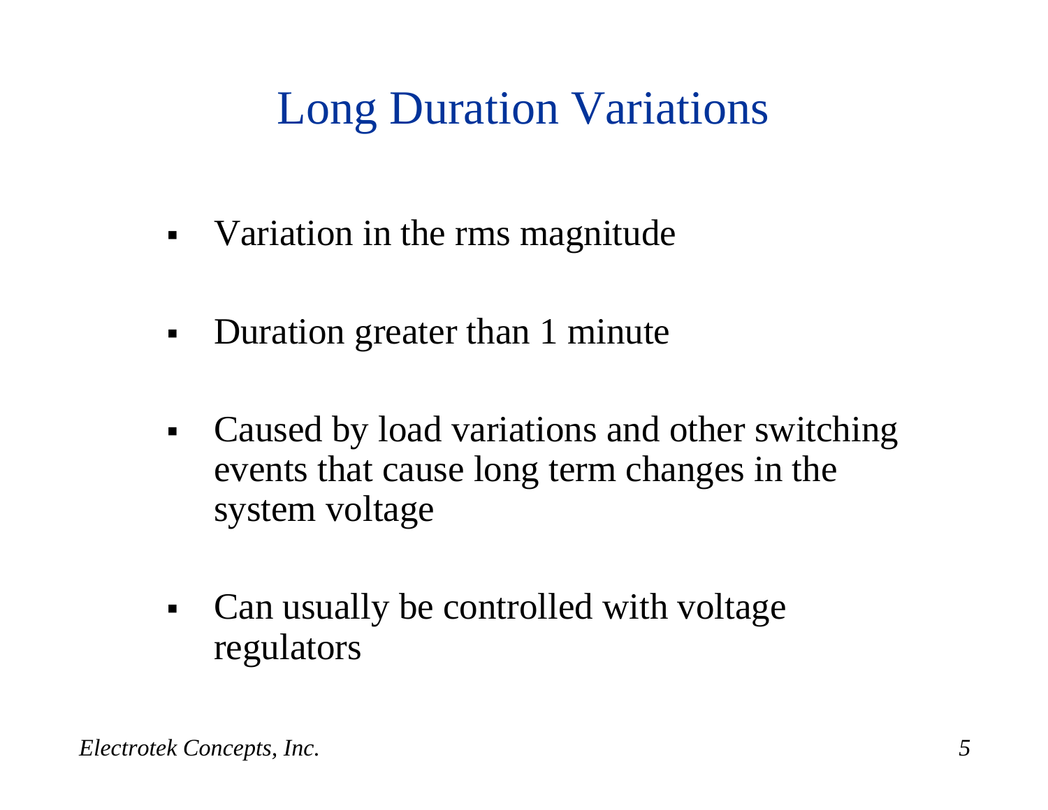# Long Duration Variations

- Variation in the rms magnitude
- Duration greater than 1 minute
- Caused by load variations and other switching events that cause long term changes in the system voltage
- Can usually be controlled with voltage regulators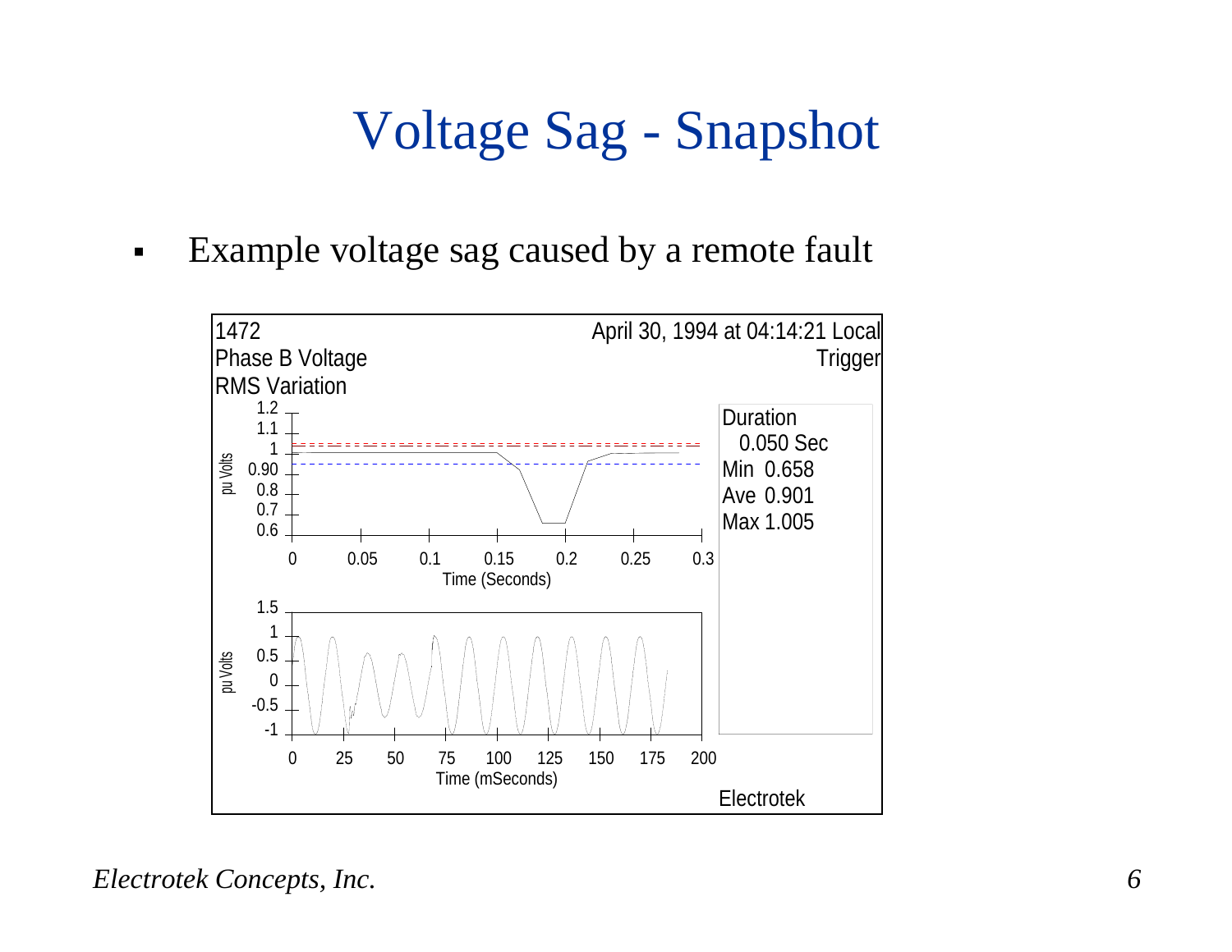# Voltage Sag - Snapshot

- Example voltage sag caused by a remote fault

1472
Phase B Voltage
RMS Variation

April 30, 1994 at 04:14:21 Local
Trigger

Duration
0.050 Sec
Min 0.658
Ave 0.901
Max 1.005

Electrotek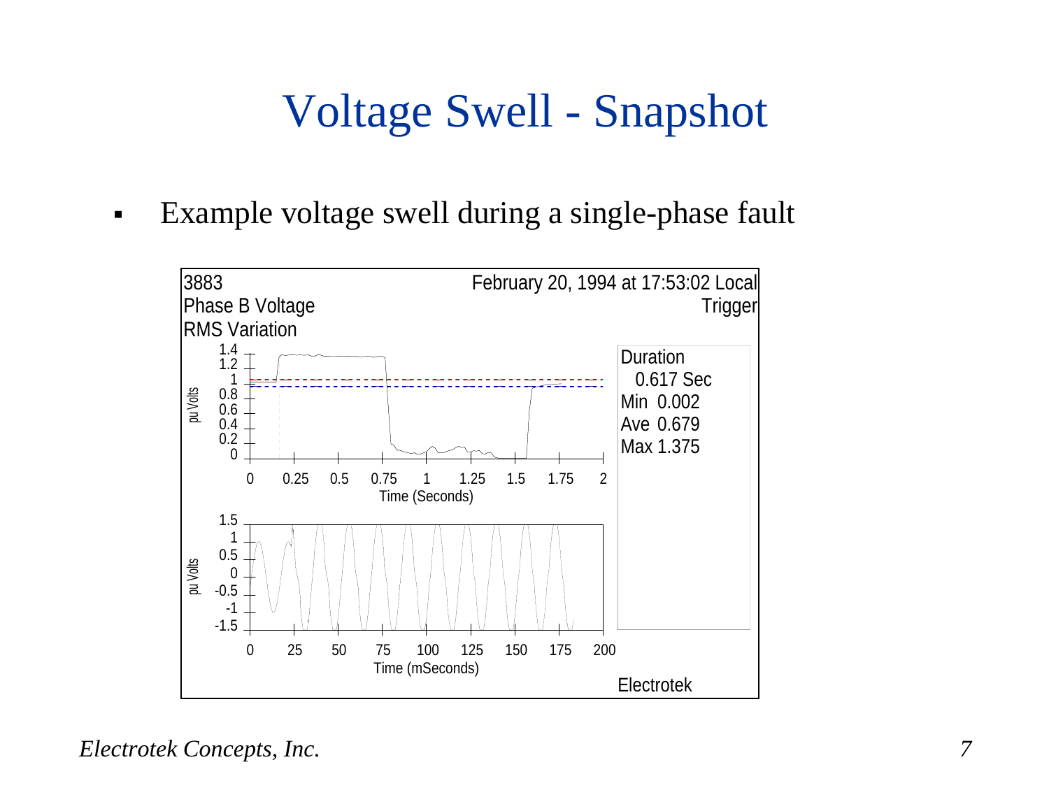# Voltage Swell - Snapshot

- Example voltage swell during a single-phase fault

3883
Phase B Voltage
RMS Variation

February 20, 1994 at 17:53:02 Local
Trigger

Duration
0.617 Sec
Min 0.002
Ave 0.679
Max 1.375

Electrotek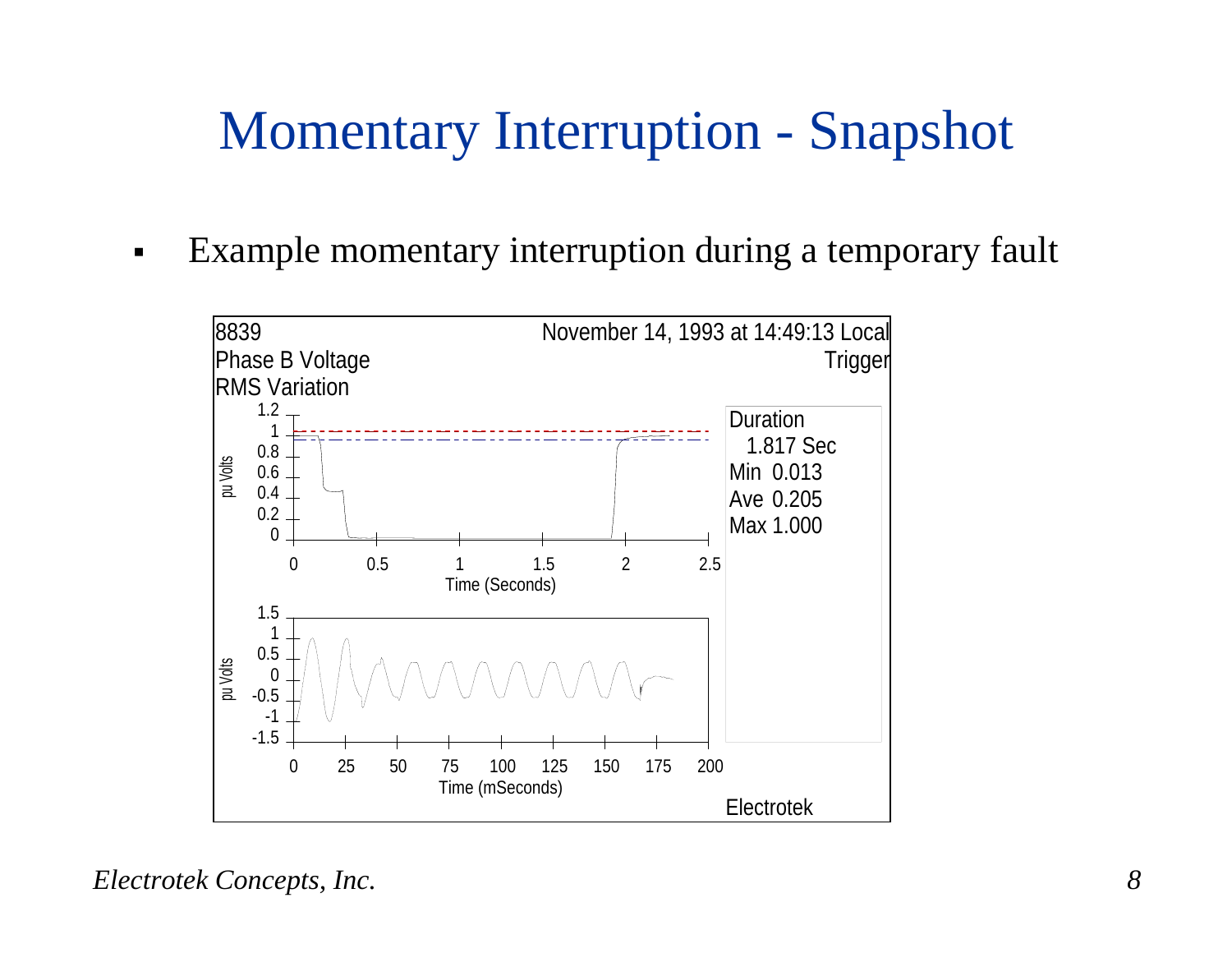# Momentary Interruption - Snapshot

- Example momentary interruption during a temporary fault

8839 November 14, 1993 at 14:49:13 Local

Phase B Voltage Trigger

RMS Variation

Duration 1.817 Sec

Min 0.013

Ave 0.205

Max 1.000

Electrotek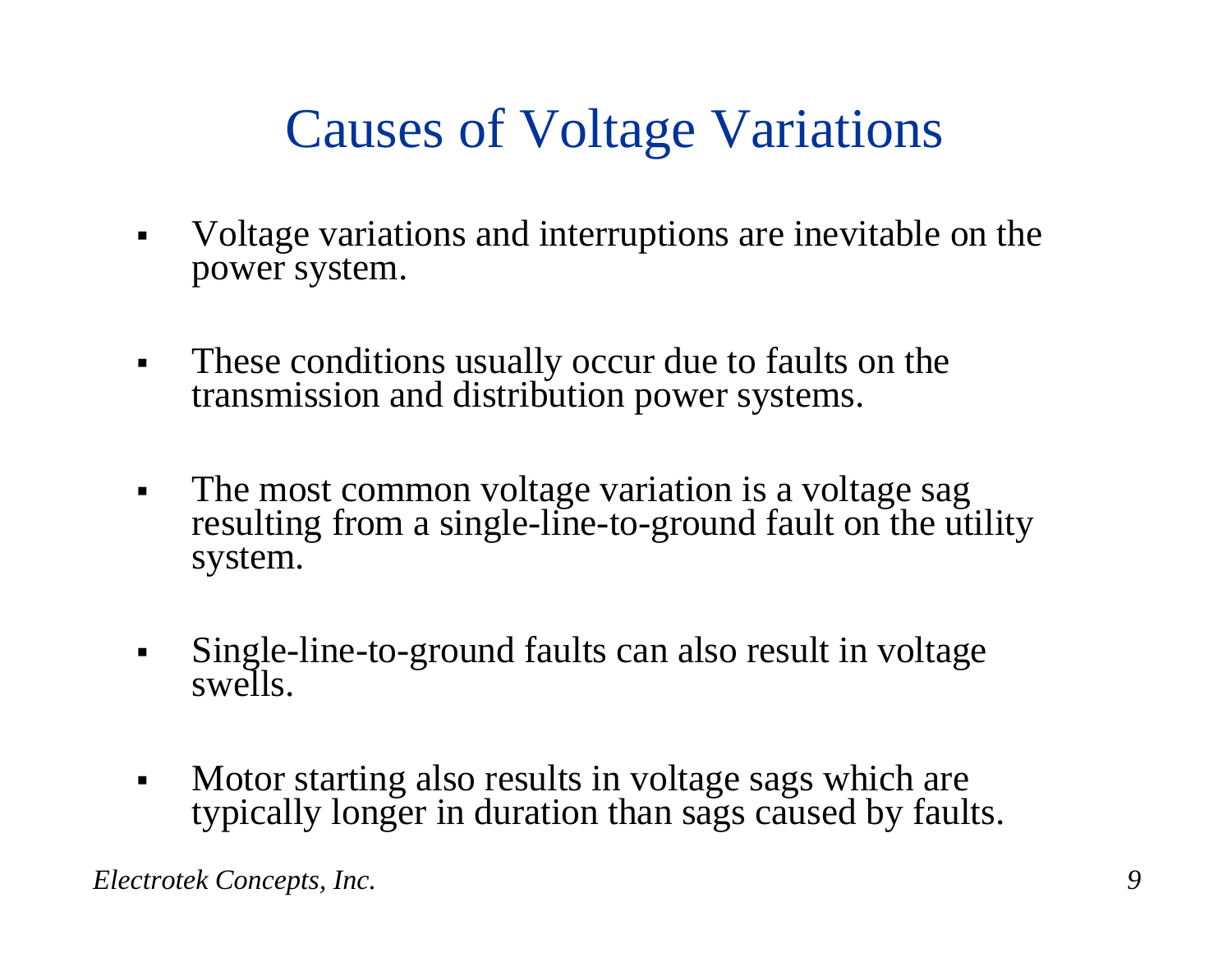# Causes of Voltage Variations

- Voltage variations and interruptions are inevitable on the power system.
- These conditions usually occur due to faults on the transmission and distribution power systems.
- The most common voltage variation is a voltage sag resulting from a single-line-to-ground fault on the utility system.
- Single-line-to-ground faults can also result in voltage swells.
- Motor starting also results in voltage sags which are typically longer in duration than sags caused by faults.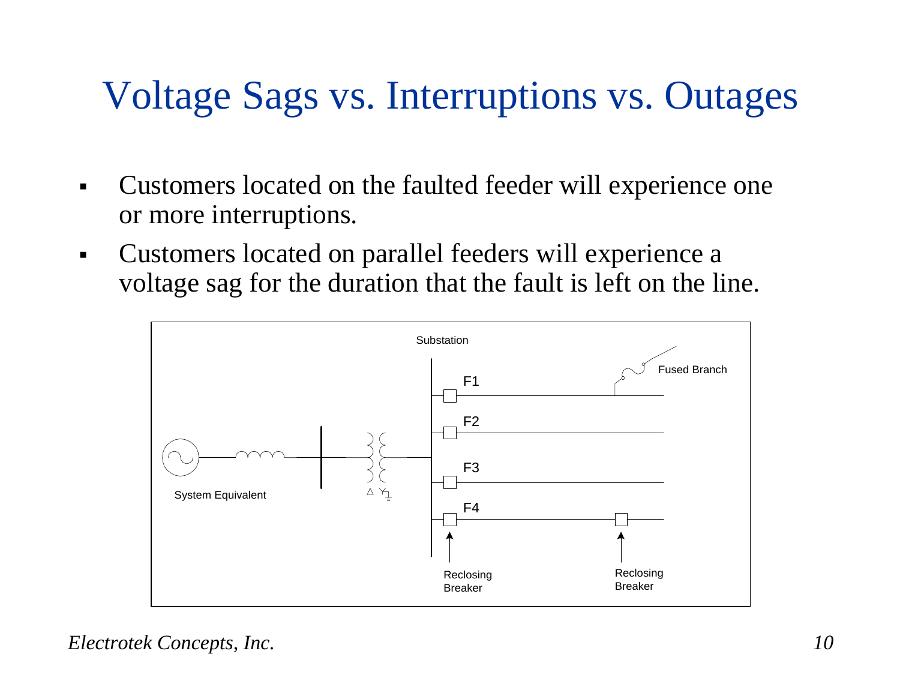# Voltage Sags vs. Interruptions vs. Outages

- Customers located on the faulted feeder will experience one or more interruptions.
- Customers located on parallel feeders will experience a voltage sag for the duration that the fault is left on the line.

Substation

Fused Branch

F1

F2

F3

F4

System Equivalent

Reclosing Breaker

Reclosing Breaker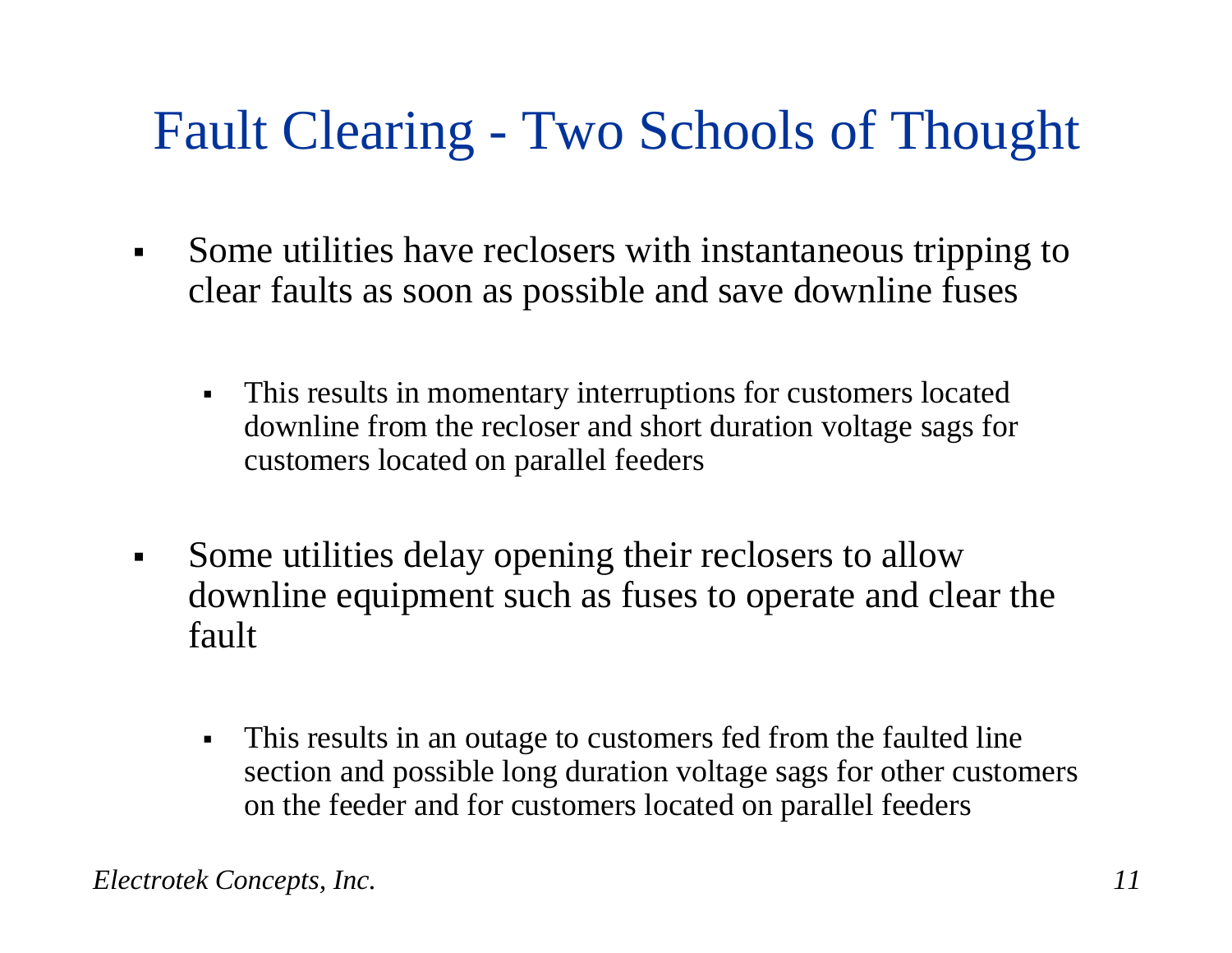# Fault Clearing - Two Schools of Thought

- Some utilities have reclosers with instantaneous tripping to clear faults as soon as possible and save downline fuses
  - This results in momentary interruptions for customers located downline from the recloser and short duration voltage sags for customers located on parallel feeders
- Some utilities delay opening their reclosers to allow downline equipment such as fuses to operate and clear the fault
  - This results in an outage to customers fed from the faulted line section and possible long duration voltage sags for other customers on the feeder and for customers located on parallel feeders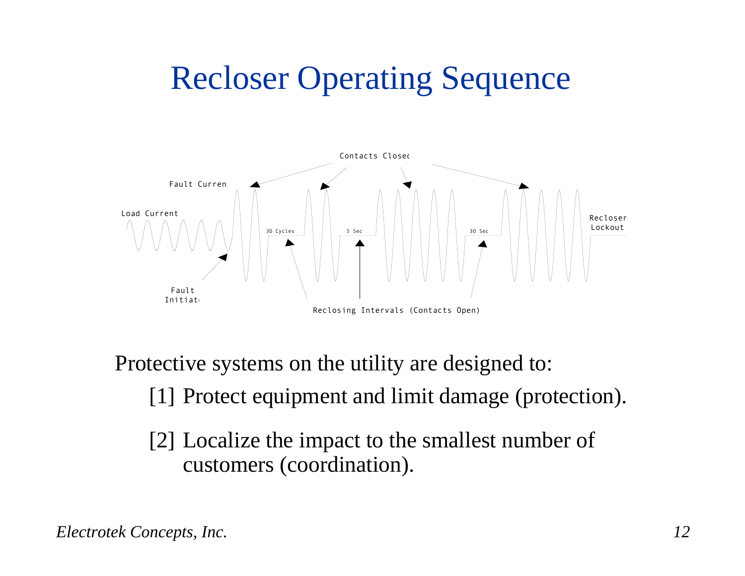# Recloser Operating Sequence

Contacts Closed

Fault Current

Load Current

30 Cycles

5 Sec

30 Sec

Recloser Lockout

Fault Initiated

Reclosing Intervals (Contacts Open)

Protective systems on the utility are designed to:

[1] Protect equipment and limit damage (protection).

[2] Localize the impact to the smallest number of customers (coordination).

*Electrotek Concepts, Inc.*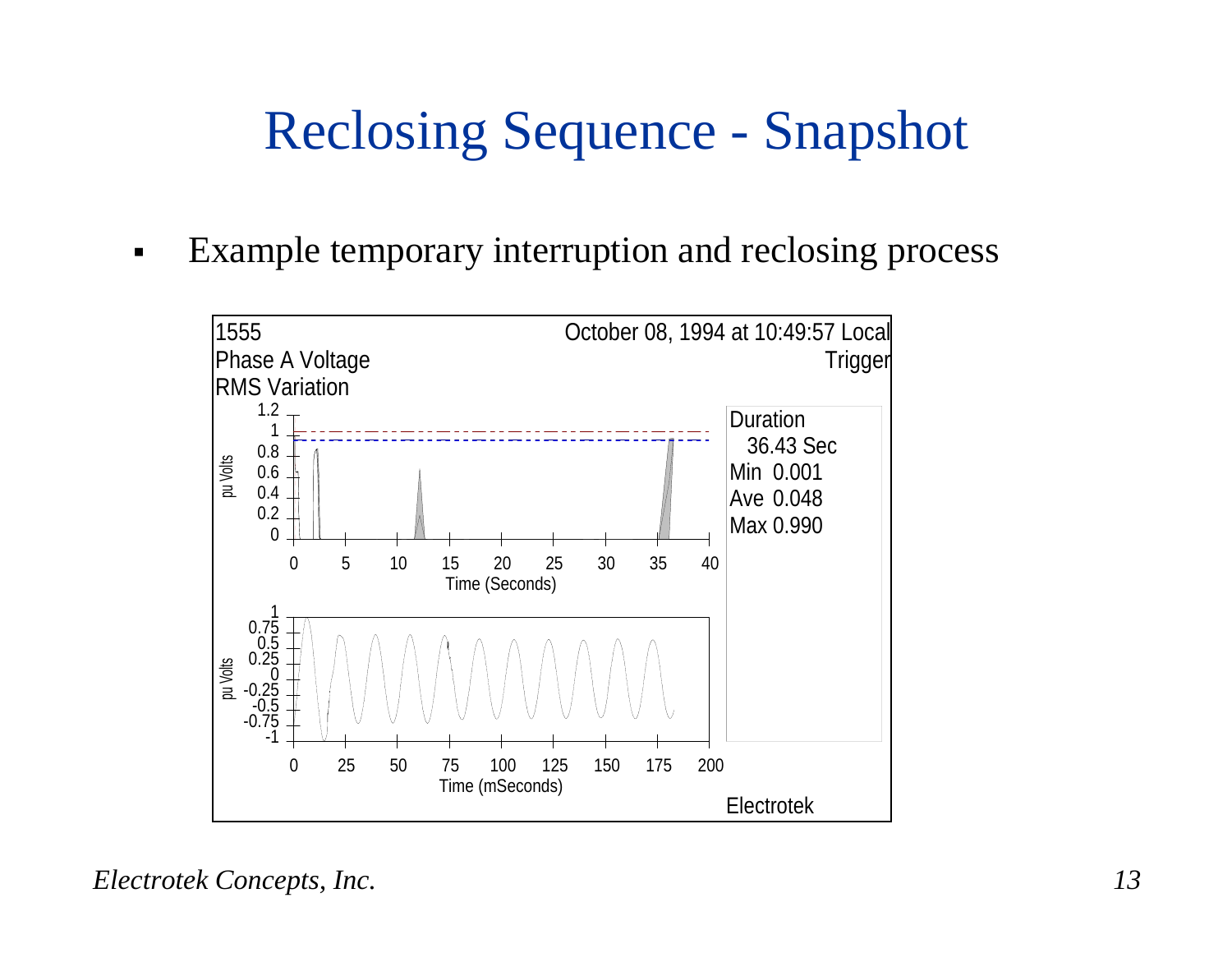# Reclosing Sequence - Snapshot

- Example temporary interruption and reclosing process

1555
Phase A Voltage
RMS Variation

October 08, 1994 at 10:49:57 Local
Trigger

Duration
36.43 Sec
Min 0.001
Ave 0.048
Max 0.990

Electrotek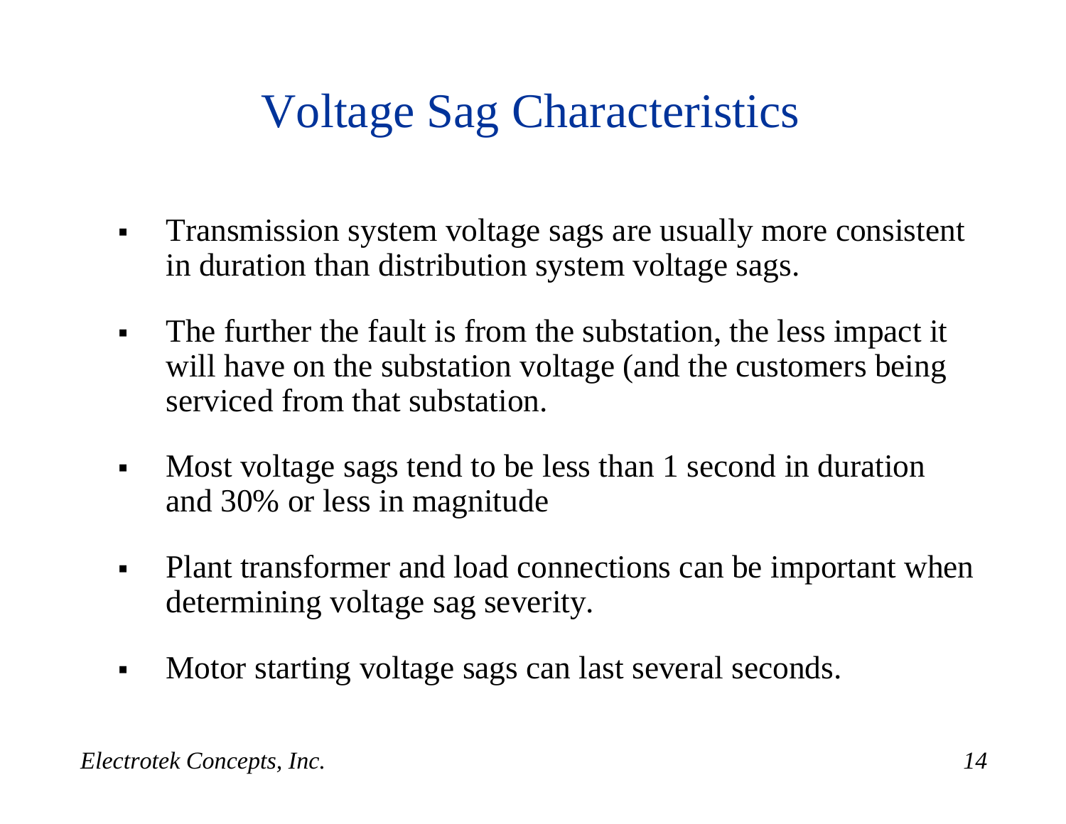# Voltage Sag Characteristics

- Transmission system voltage sags are usually more consistent in duration than distribution system voltage sags.
- The further the fault is from the substation, the less impact it will have on the substation voltage (and the customers being serviced from that substation.
- Most voltage sags tend to be less than 1 second in duration and 30% or less in magnitude
- Plant transformer and load connections can be important when determining voltage sag severity.
- Motor starting voltage sags can last several seconds.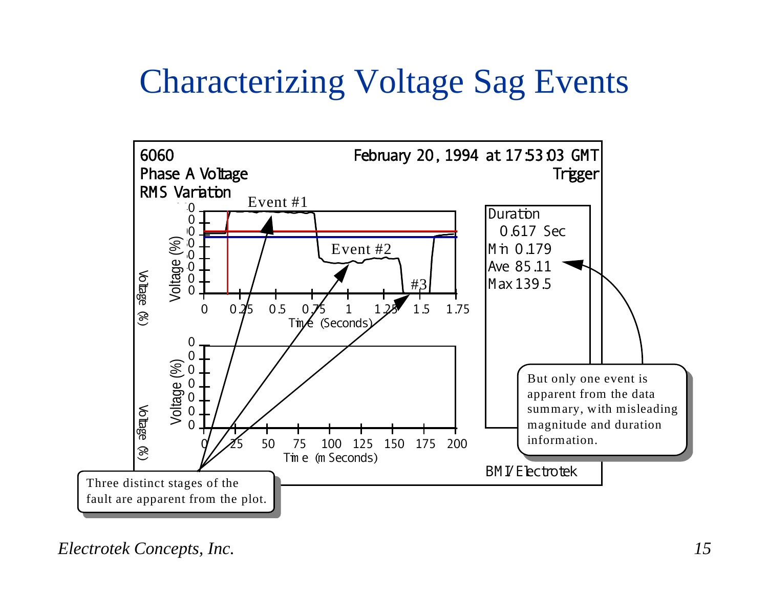# Characterizing Voltage Sag Events

6060
Phase A Voltage
RMS Variation

February 20, 1994 at 17:53:03 GMT
Trigger

Event #1

Event #2

#3

Voltage (%)

Time (Seconds)

0 0.25 0.5 0.75 1 1.25 1.5 1.75

Voltage (%)

Time (m Seconds)

0 25 50 75 100 125 150 175 200

Duration
0.617 Sec
Min 0.179
Ave 85.11
Max 139.5

BMI/Electrotek

But only one event is apparent from the data summary, with misleading magnitude and duration information.

Three distinct stages of the fault are apparent from the plot.

*Electrotek Concepts, Inc.*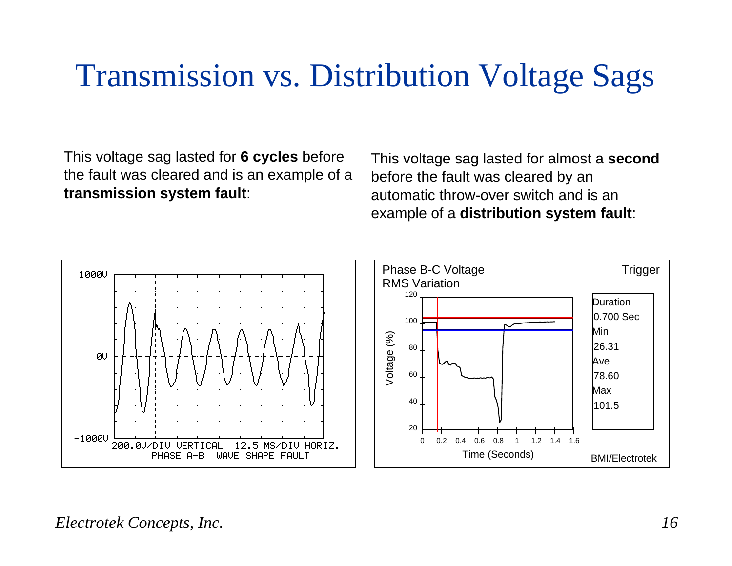# Transmission vs. Distribution Voltage Sags

This voltage sag lasted for **6 cycles** before the fault was cleared and is an example of a **transmission system fault**:

This voltage sag lasted for almost a **second** before the fault was cleared by an automatic throw-over switch and is an example of a **distribution system fault**: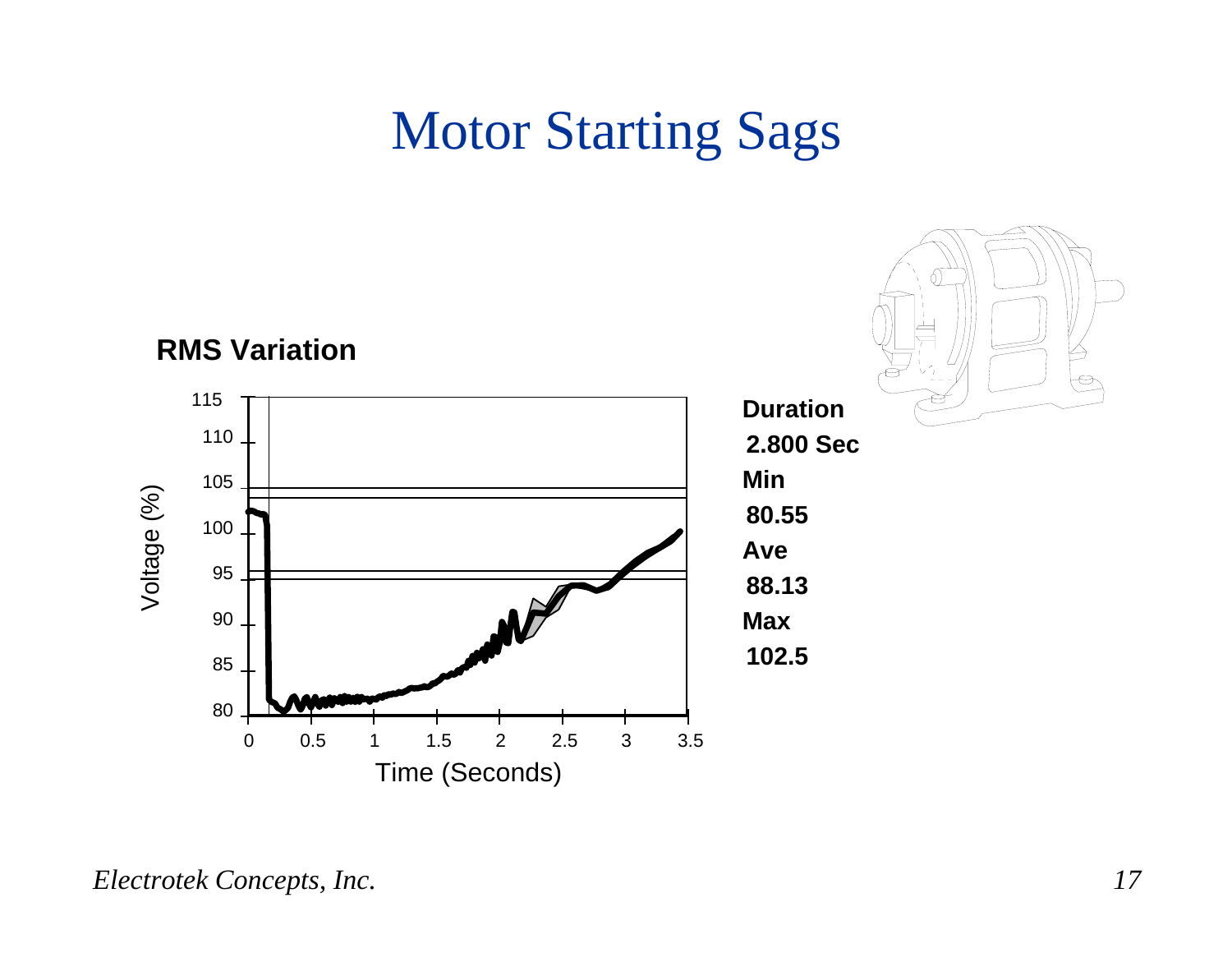# Motor Starting Sags

**RMS Variation**

**Duration**
**2.800 Sec**
**Min**
**80.55**
**Ave**
**88.13**
**Max**
**102.5**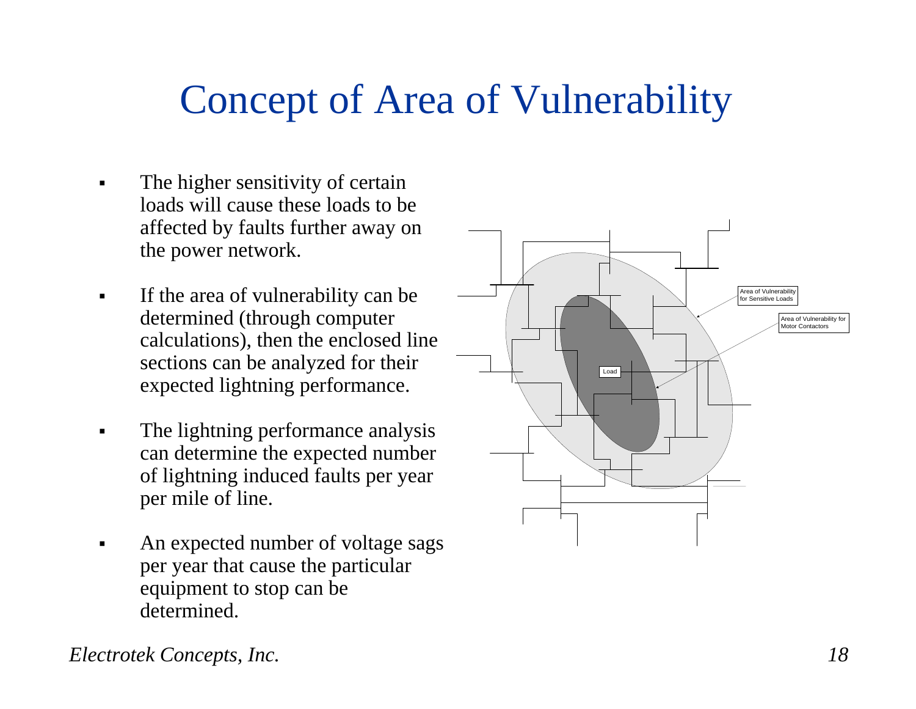# Concept of Area of Vulnerability

- The higher sensitivity of certain loads will cause these loads to be affected by faults further away on the power network.
- If the area of vulnerability can be determined (through computer calculations), then the enclosed line sections can be analyzed for their expected lightning performance.
- The lightning performance analysis can determine the expected number of lightning induced faults per year per mile of line.
- An expected number of voltage sags per year that cause the particular equipment to stop can be determined.

Area of Vulnerability for Sensitive Loads

Area of Vulnerability for Motor Contactors

Load

*Electrotek Concepts, Inc.*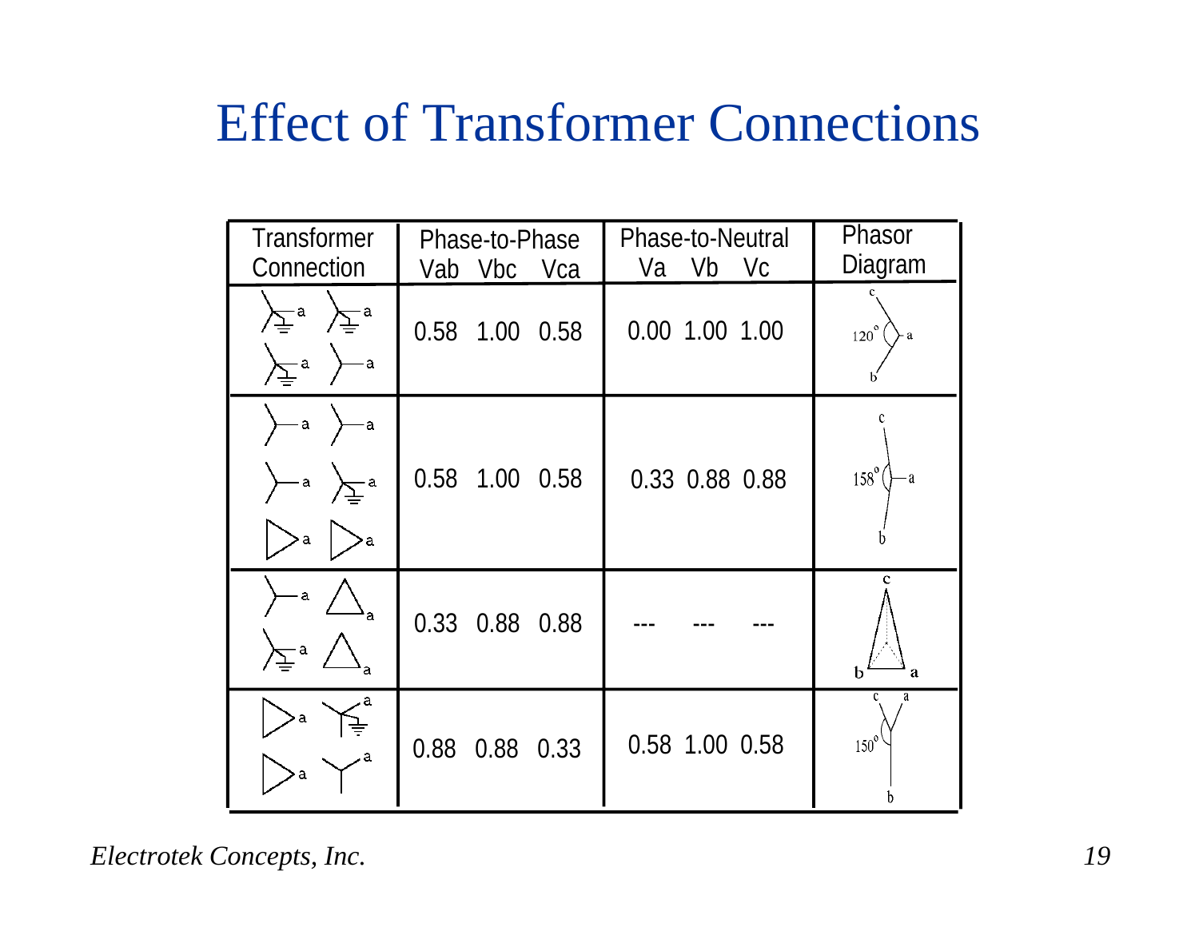# Effect of Transformer Connections

| Transformer Connection | Phase-to-Phase Vab | Vbc | Vca | Phase-to-Neutral Va | Vb | Vc | Phasor Diagram |
|---|---|---|---|---|---|---|---|
| | 0.58 | 1.00 | 0.58 | 0.00 | 1.00 | 1.00 | 120° |
| | 0.58 | 1.00 | 0.58 | 0.33 | 0.88 | 0.88 | 158° |
| | 0.33 | 0.88 | 0.88 | --- | --- | --- | |
| | 0.88 | 0.88 | 0.33 | 0.58 | 1.00 | 0.58 | 150° |

*Electrotek Concepts, Inc.*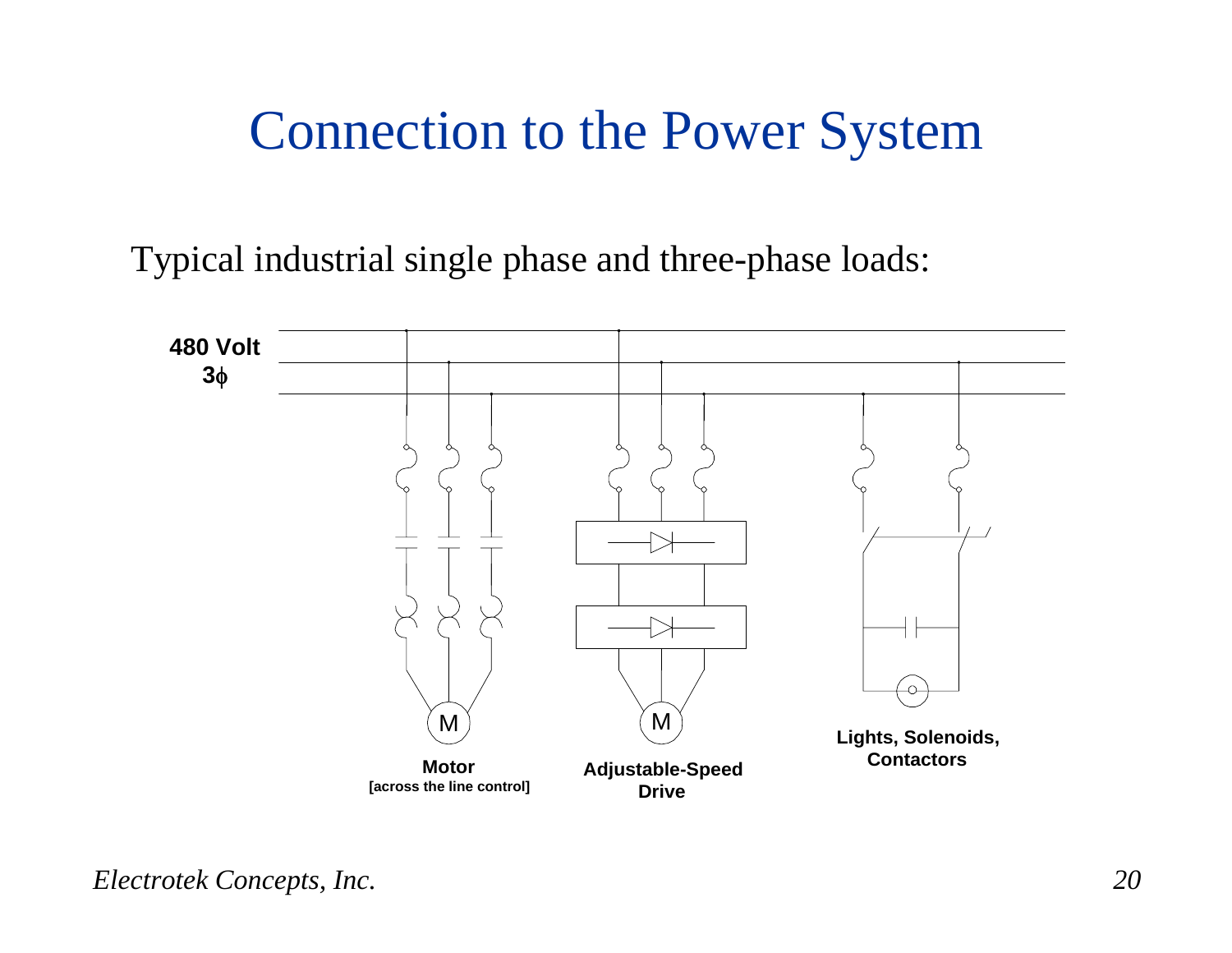# Connection to the Power System

Typical industrial single phase and three-phase loads:

**480 Volt**
**3ϕ**

**Motor**
**[across the line control]**

**Adjustable-Speed Drive**

**Lights, Solenoids, Contactors**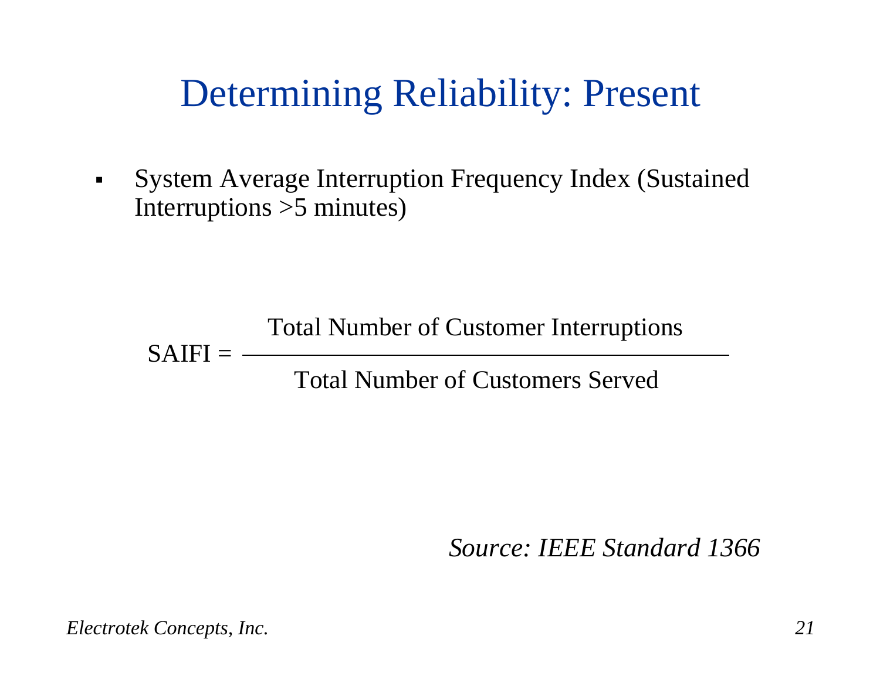# Determining Reliability: Present

- System Average Interruption Frequency Index (Sustained Interruptions >5 minutes)

$$\text{SAIFI} = \frac{\text{Total Number of Customer Interruptions}}{\text{Total Number of Customers Served}}$$

*Source: IEEE Standard 1366*

*Electrotek Concepts, Inc.*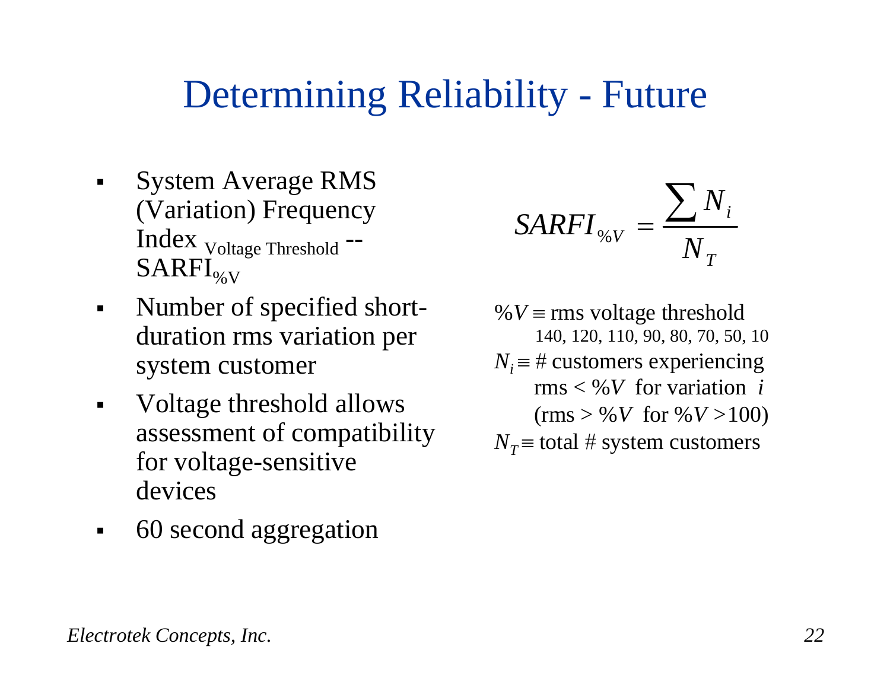# Determining Reliability - Future

- System Average RMS (Variation) Frequency Index $_{\text{Voltage Threshold}}$ -- $SARFI_{\%V}$
- Number of specified short-duration rms variation per system customer
- Voltage threshold allows assessment of compatibility for voltage-sensitive devices
- 60 second aggregation

$$SARFI_{\%V} = \frac{\sum N_i}{N_T}$$

$\%V \equiv$ rms voltage threshold
140, 120, 110, 90, 80, 70, 50, 10

$N_i \equiv$ # customers experiencing rms $< \%V$ for variation $i$ (rms $> \%V$ for $\%V > 100$)

$N_T \equiv$ total # system customers

*Electrotek Concepts, Inc.*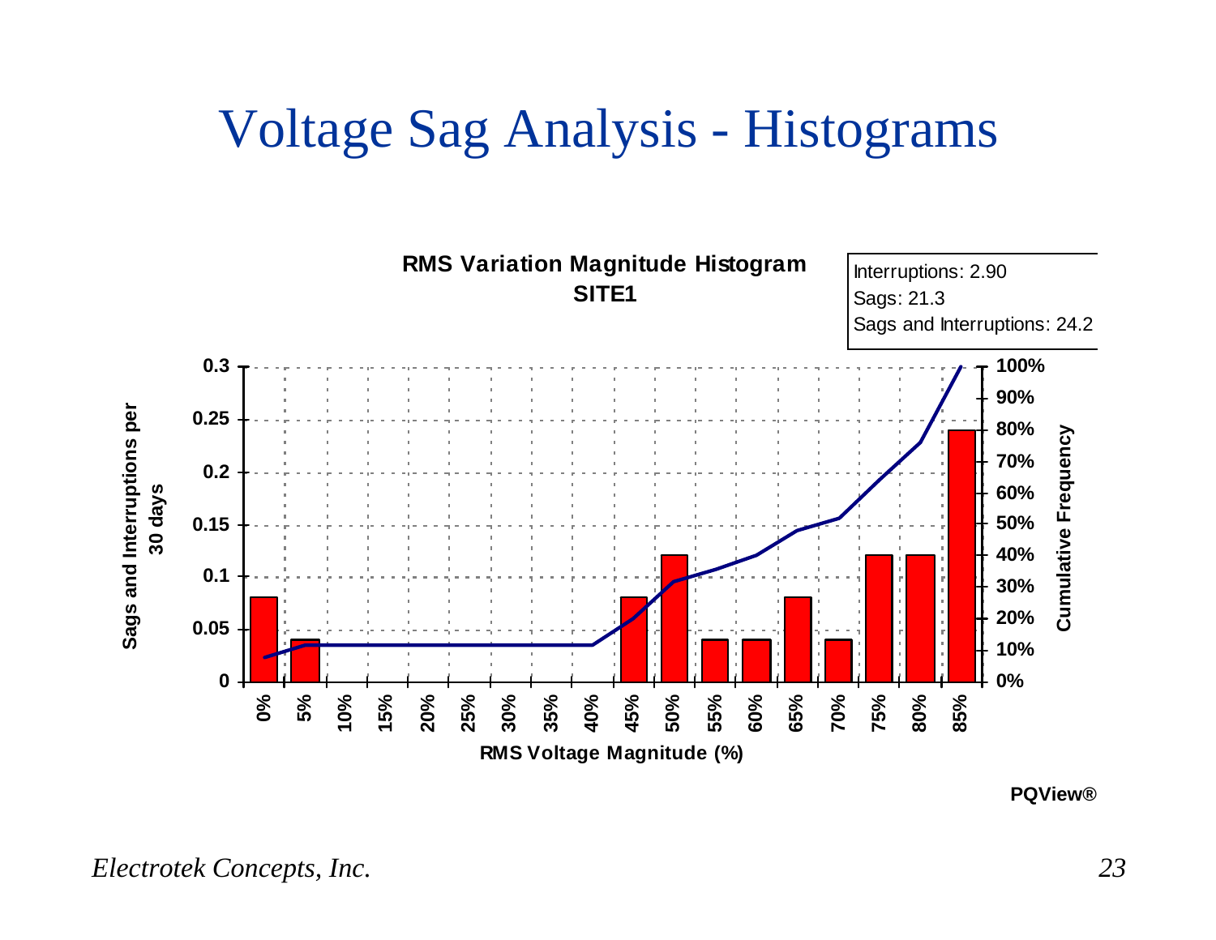# Voltage Sag Analysis - Histograms

**RMS Variation Magnitude Histogram**
**SITE1**

Interruptions: 2.90
Sags: 21.3
Sags and Interruptions: 24.2

| RMS Voltage Magnitude (%) | Sags and Interruptions per 30 days |
|---|---|
| 0% | 0.08 |
| 5% | 0.04 |
| 10% | 0 |
| 15% | 0 |
| 20% | 0 |
| 25% | 0 |
| 30% | 0 |
| 35% | 0 |
| 40% | 0 |
| 45% | 0.08 |
| 50% | 0.12 |
| 55% | 0.04 |
| 60% | 0.04 |
| 65% | 0.08 |
| 70% | 0.04 |
| 75% | 0.12 |
| 80% | 0.12 |
| 85% | 0.24 |

PQView®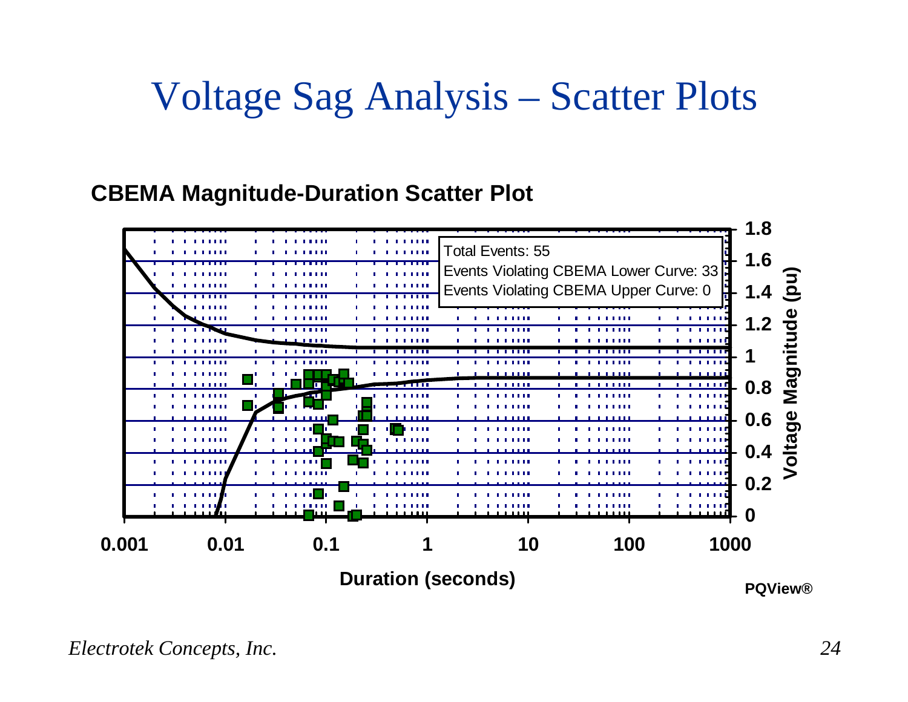# Voltage Sag Analysis – Scatter Plots

**CBEMA Magnitude-Duration Scatter Plot**

Total Events: 55
Events Violating CBEMA Lower Curve: 33
Events Violating CBEMA Upper Curve: 0

Voltage Magnitude (pu)

Duration (seconds)

PQView®

*Electrotek Concepts, Inc.*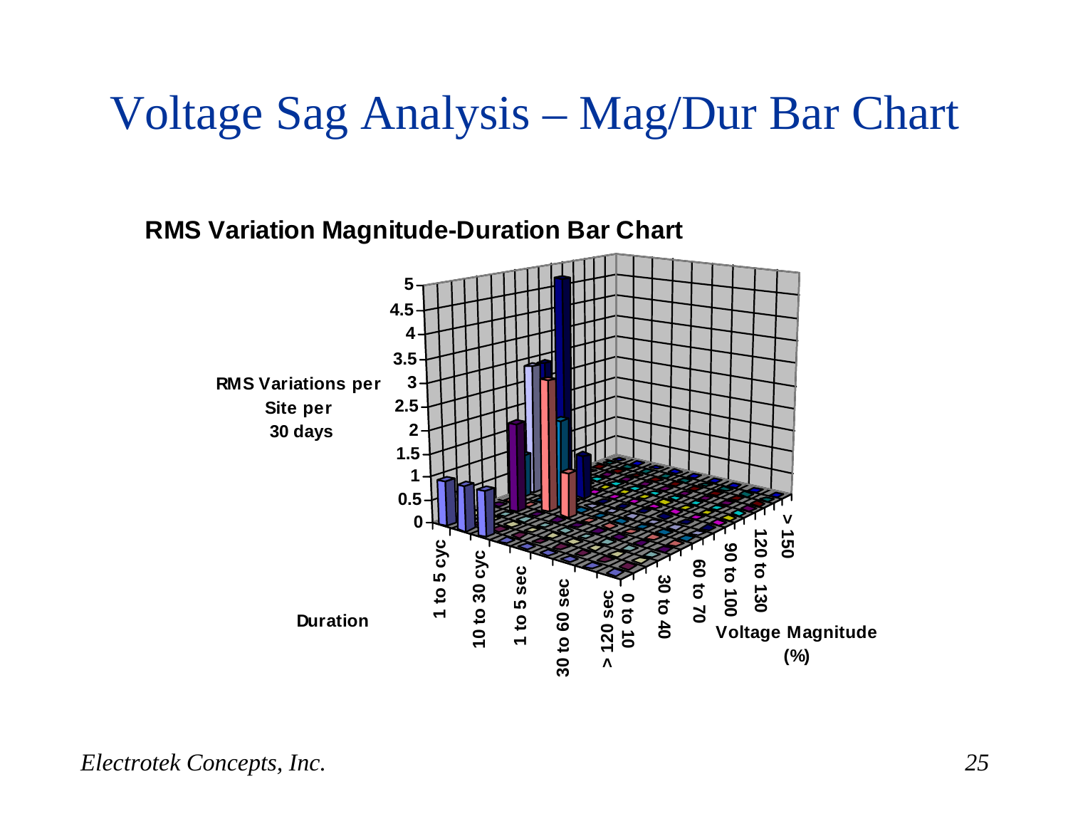# Voltage Sag Analysis – Mag/Dur Bar Chart

**RMS Variation Magnitude-Duration Bar Chart**

RMS Variations per Site per 30 days

5, 4.5, 4, 3.5, 3, 2.5, 2, 1.5, 1, 0.5, 0

Duration: 1 to 5 cyc, 10 to 30 cyc, 1 to 5 sec, 30 to 60 sec, > 120 sec

Voltage Magnitude (%): 0 to 10, 30 to 40, 60 to 70, 90 to 100, 120 to 130, > 150

*Electrotek Concepts, Inc.*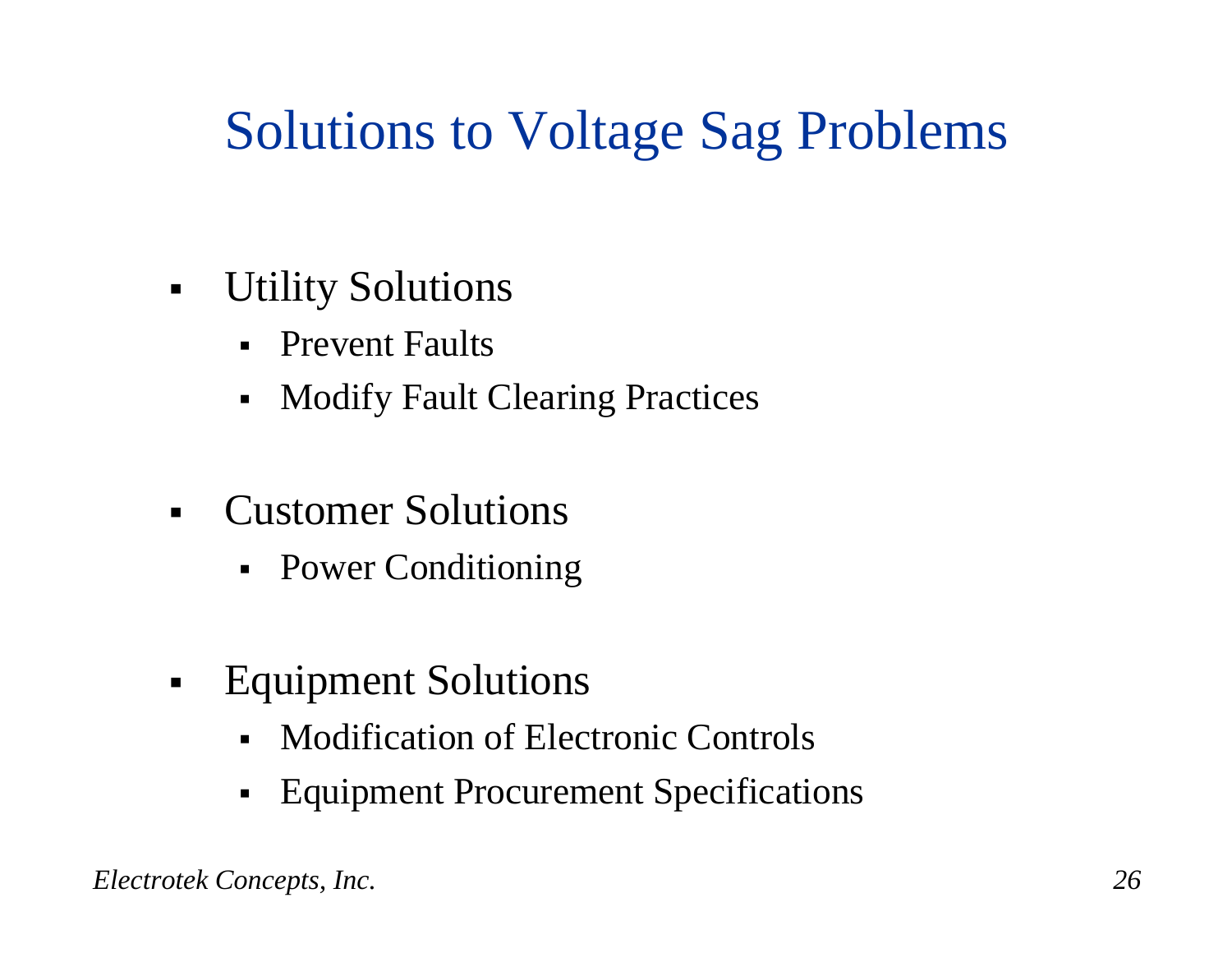# Solutions to Voltage Sag Problems

- Utility Solutions
  - Prevent Faults
  - Modify Fault Clearing Practices
- Customer Solutions
  - Power Conditioning
- Equipment Solutions
  - Modification of Electronic Controls
  - Equipment Procurement Specifications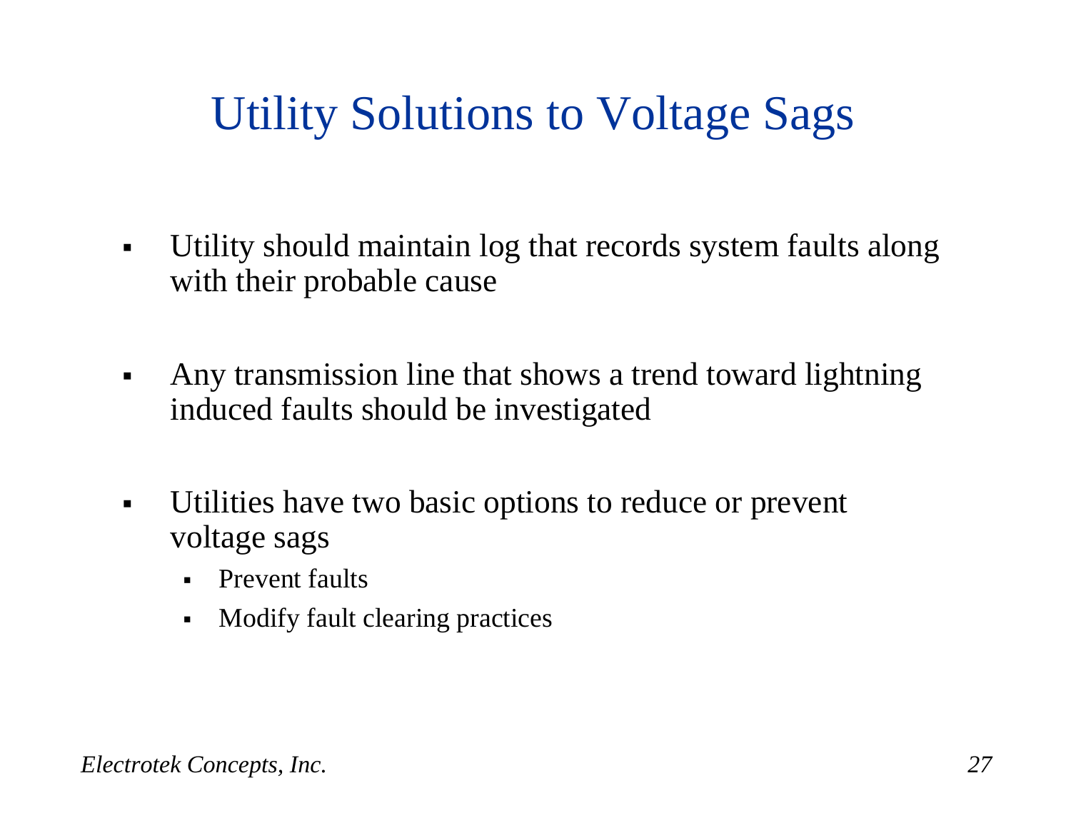# Utility Solutions to Voltage Sags

- Utility should maintain log that records system faults along with their probable cause
- Any transmission line that shows a trend toward lightning induced faults should be investigated
- Utilities have two basic options to reduce or prevent voltage sags
  - Prevent faults
  - Modify fault clearing practices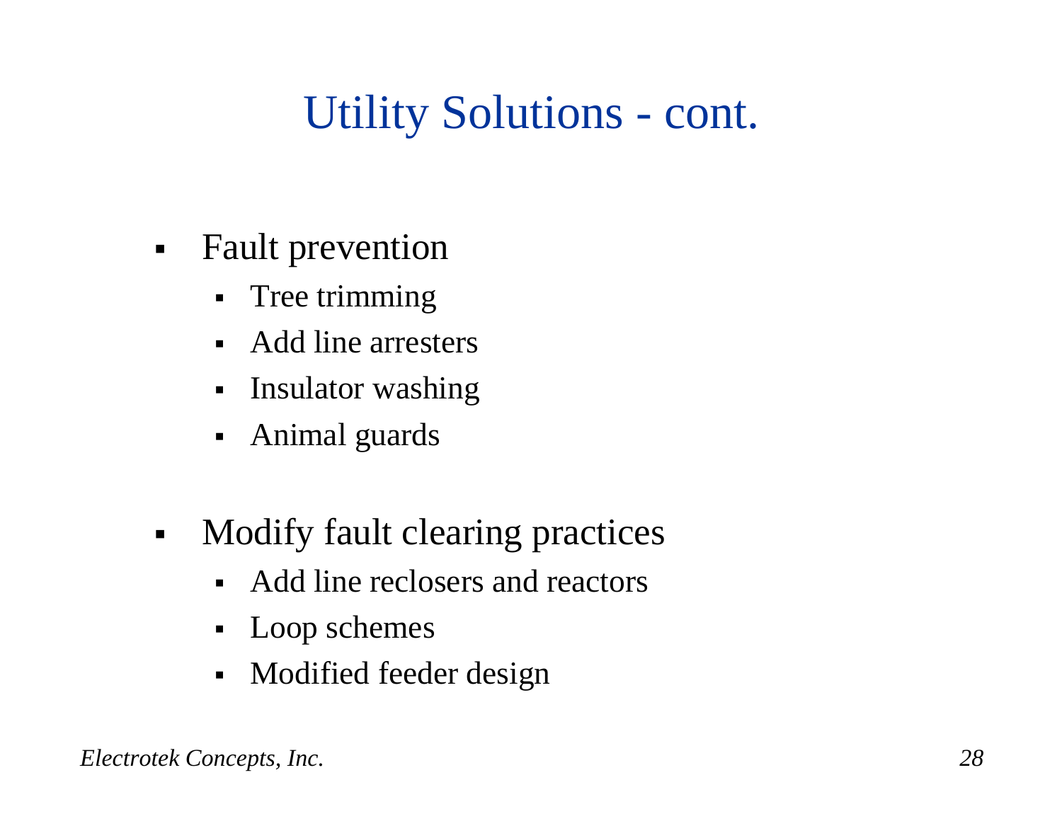# Utility Solutions - cont.

- Fault prevention
  - Tree trimming
  - Add line arresters
  - Insulator washing
  - Animal guards

- Modify fault clearing practices
  - Add line reclosers and reactors
  - Loop schemes
  - Modified feeder design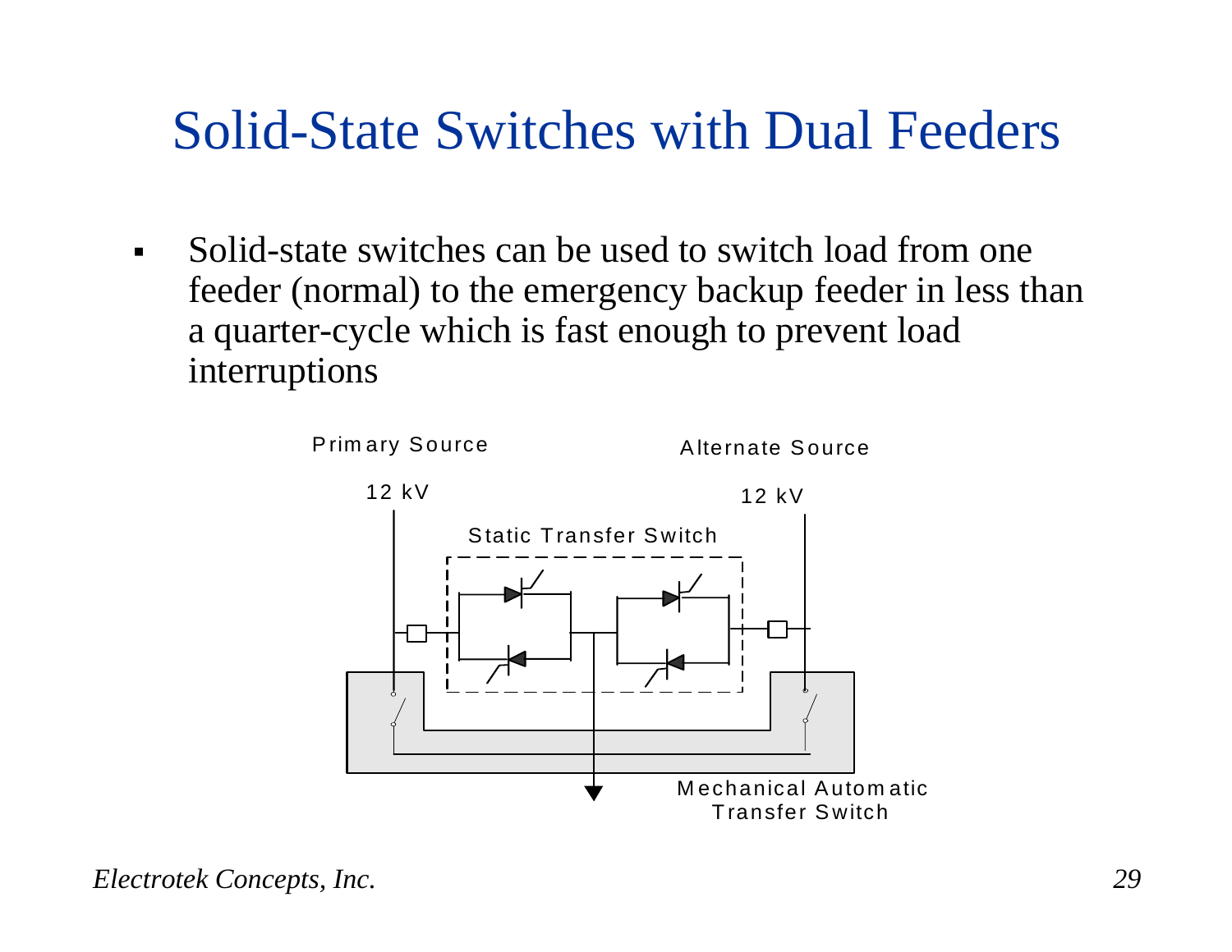# Solid-State Switches with Dual Feeders

- Solid-state switches can be used to switch load from one feeder (normal) to the emergency backup feeder in less than a quarter-cycle which is fast enough to prevent load interruptions

Primary Source

12 kV

Alternate Source

12 kV

Static Transfer Switch

Mechanical Automatic Transfer Switch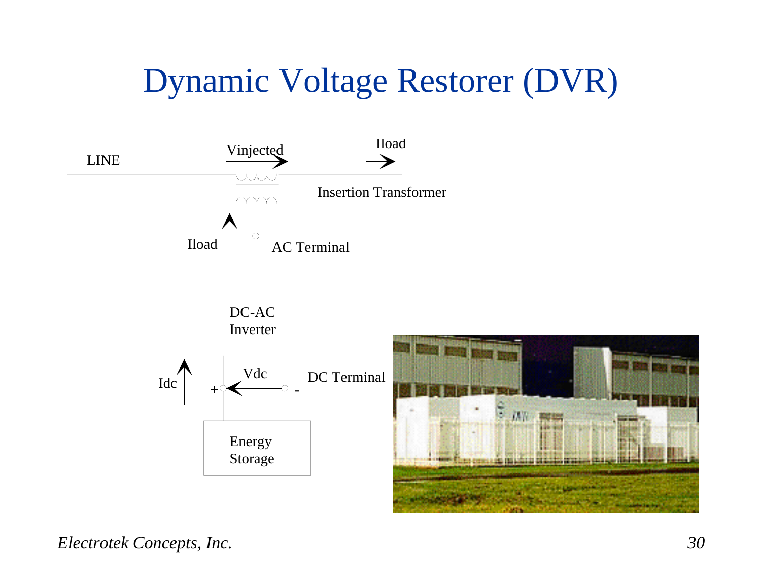# Dynamic Voltage Restorer (DVR)

LINE

Vinjected

Iload

Insertion Transformer

Iload

AC Terminal

DC-AC Inverter

Idc

Vdc

+ -

DC Terminal

Energy Storage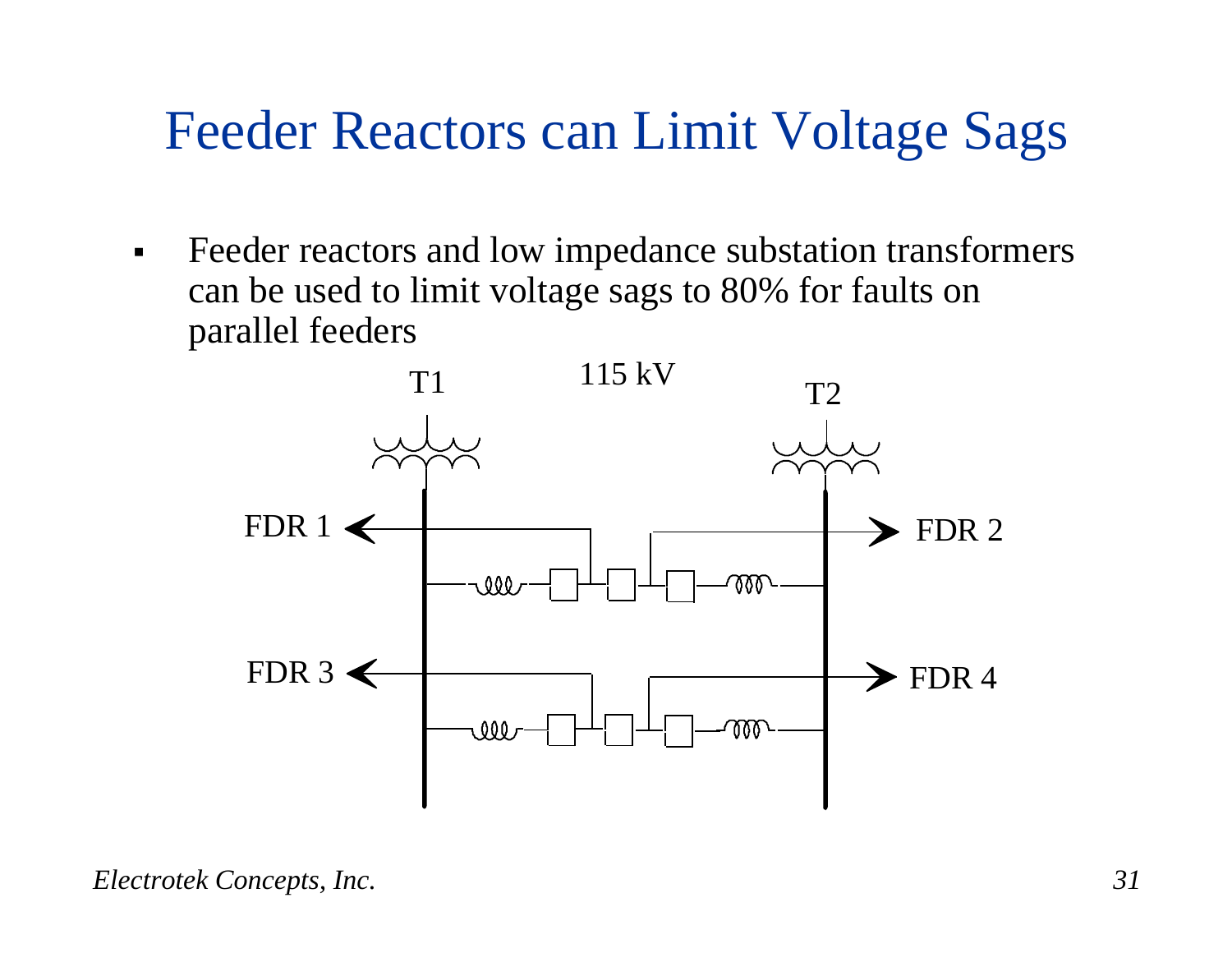# Feeder Reactors can Limit Voltage Sags

- Feeder reactors and low impedance substation transformers can be used to limit voltage sags to 80% for faults on parallel feeders

T1 115 kV T2

FDR 1 FDR 2

FDR 3 FDR 4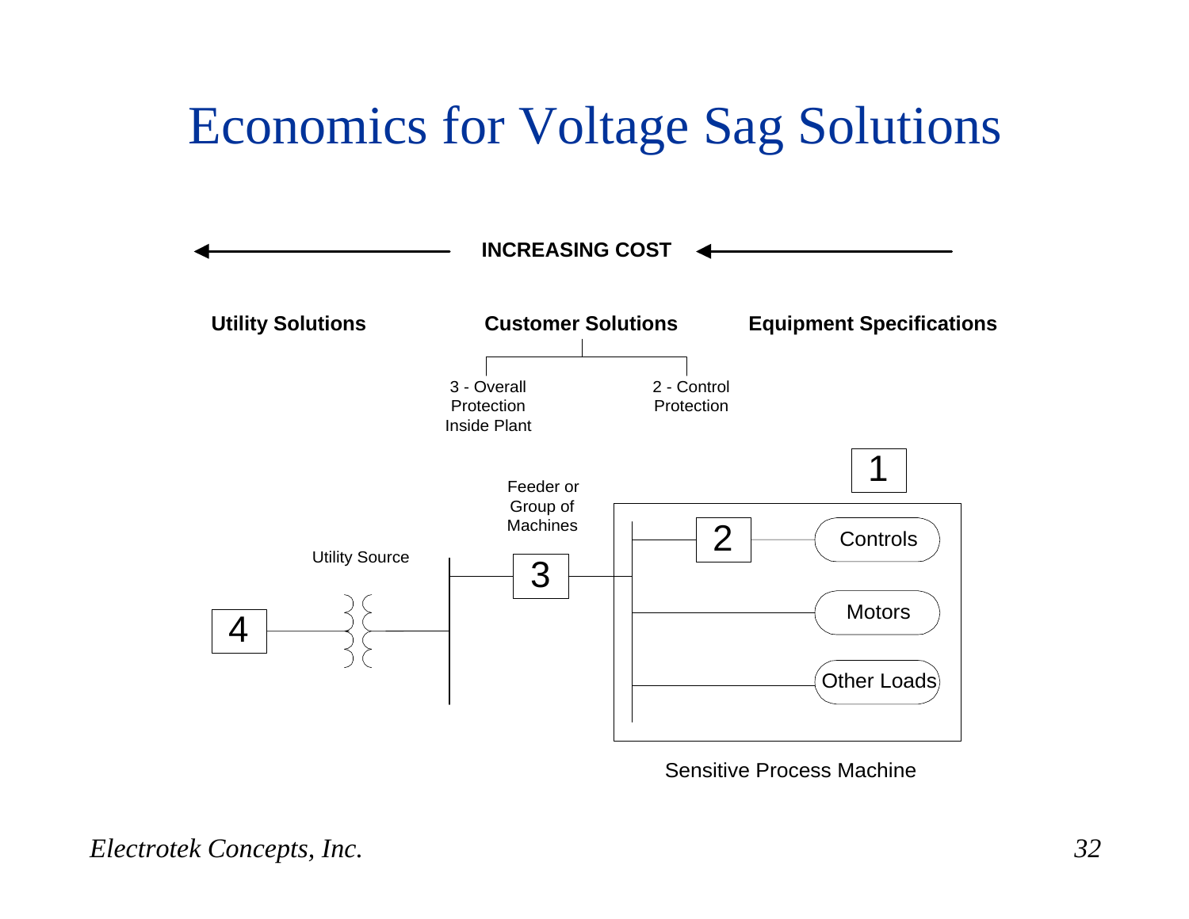# Economics for Voltage Sag Solutions

INCREASING COST

**Utility Solutions**

**Customer Solutions**

3 - Overall Protection Inside Plant

2 - Control Protection

**Equipment Specifications**

1

Feeder or Group of Machines

Utility Source

4

3

2

Controls

Motors

Other Loads

Sensitive Process Machine

*Electrotek Concepts, Inc.*